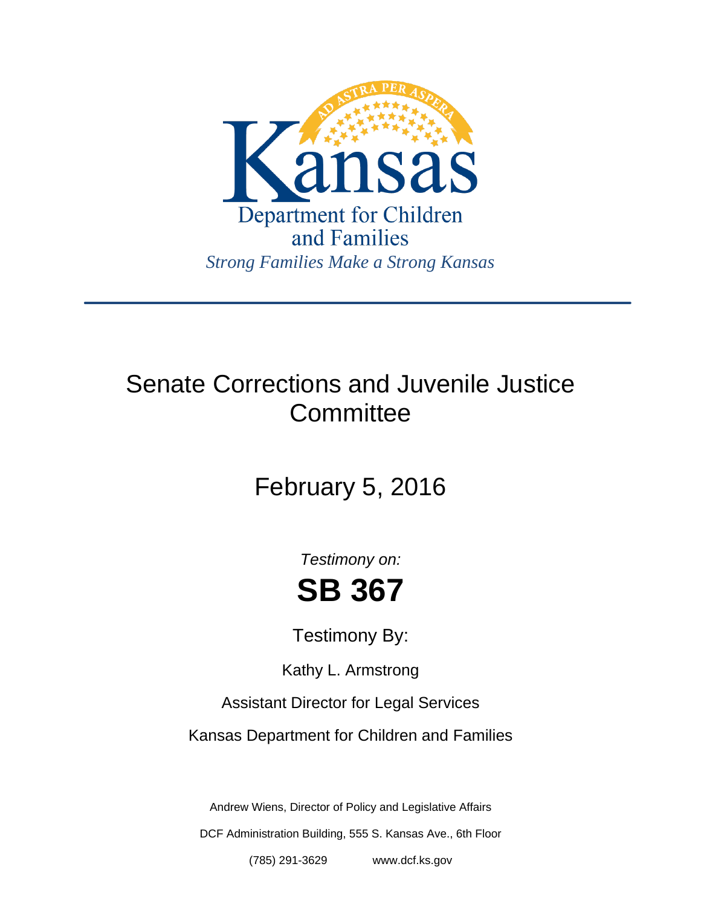Kansas

Department for Children and Families

*Strong Families Make a Strong Kansas*

---

# Senate Corrections and Juvenile Justice Committee

## February 5, 2016

*Testimony on:*

# SB 367

Testimony By:

Kathy L. Armstrong

Assistant Director for Legal Services

Kansas Department for Children and Families

Andrew Wiens, Director of Policy and Legislative Affairs

DCF Administration Building, 555 S. Kansas Ave., 6th Floor

(785) 291-3629 www.dcf.ks.gov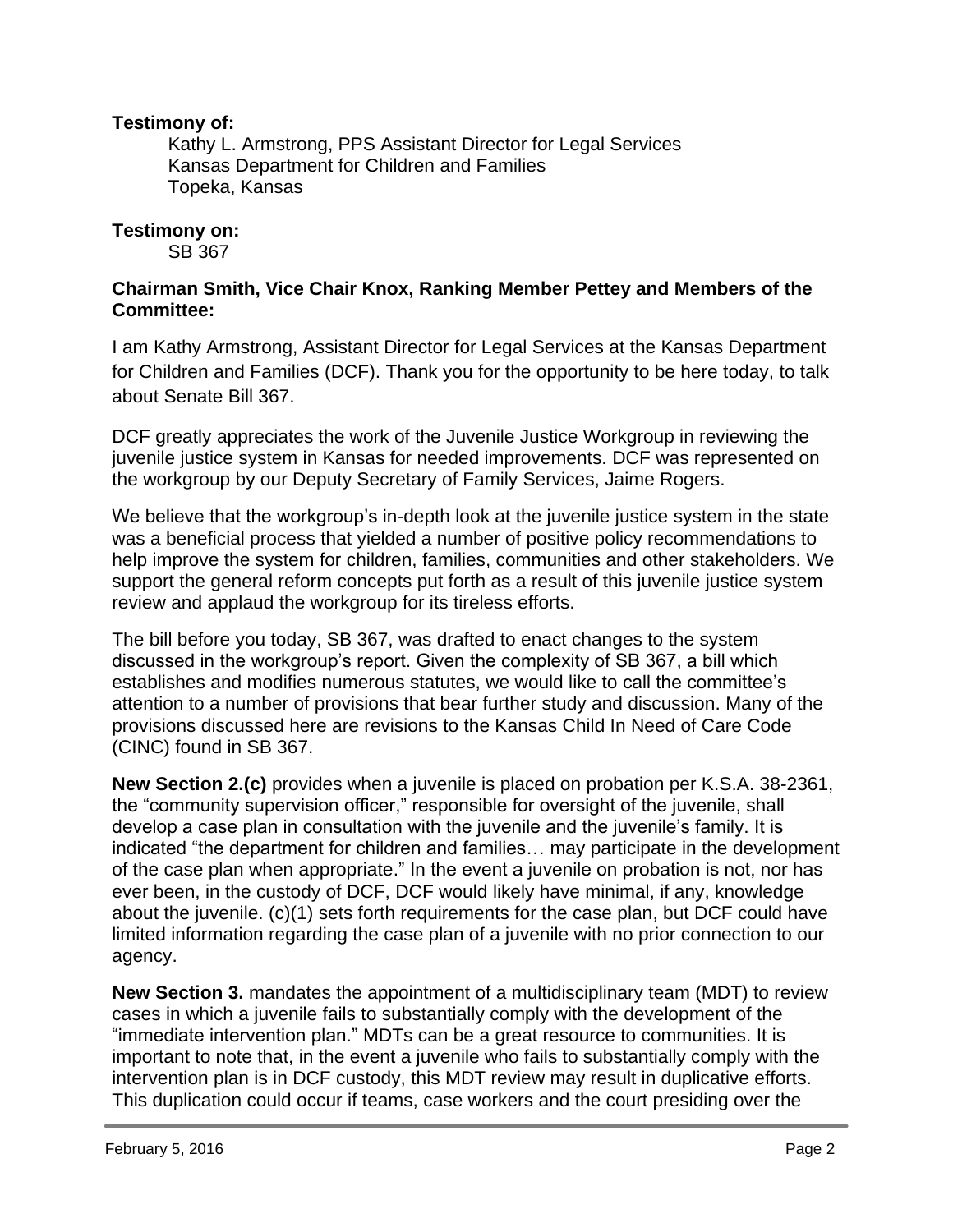**Testimony of:**

Kathy L. Armstrong, PPS Assistant Director for Legal Services
Kansas Department for Children and Families
Topeka, Kansas

**Testimony on:**

SB 367

**Chairman Smith, Vice Chair Knox, Ranking Member Pettey and Members of the Committee:**

I am Kathy Armstrong, Assistant Director for Legal Services at the Kansas Department for Children and Families (DCF). Thank you for the opportunity to be here today, to talk about Senate Bill 367.

DCF greatly appreciates the work of the Juvenile Justice Workgroup in reviewing the juvenile justice system in Kansas for needed improvements. DCF was represented on the workgroup by our Deputy Secretary of Family Services, Jaime Rogers.

We believe that the workgroup's in-depth look at the juvenile justice system in the state was a beneficial process that yielded a number of positive policy recommendations to help improve the system for children, families, communities and other stakeholders. We support the general reform concepts put forth as a result of this juvenile justice system review and applaud the workgroup for its tireless efforts.

The bill before you today, SB 367, was drafted to enact changes to the system discussed in the workgroup's report. Given the complexity of SB 367, a bill which establishes and modifies numerous statutes, we would like to call the committee's attention to a number of provisions that bear further study and discussion. Many of the provisions discussed here are revisions to the Kansas Child In Need of Care Code (CINC) found in SB 367.

**New Section 2.(c)** provides when a juvenile is placed on probation per K.S.A. 38-2361, the "community supervision officer," responsible for oversight of the juvenile, shall develop a case plan in consultation with the juvenile and the juvenile's family. It is indicated "the department for children and families… may participate in the development of the case plan when appropriate." In the event a juvenile on probation is not, nor has ever been, in the custody of DCF, DCF would likely have minimal, if any, knowledge about the juvenile. (c)(1) sets forth requirements for the case plan, but DCF could have limited information regarding the case plan of a juvenile with no prior connection to our agency.

**New Section 3.** mandates the appointment of a multidisciplinary team (MDT) to review cases in which a juvenile fails to substantially comply with the development of the "immediate intervention plan." MDTs can be a great resource to communities. It is important to note that, in the event a juvenile who fails to substantially comply with the intervention plan is in DCF custody, this MDT review may result in duplicative efforts. This duplication could occur if teams, case workers and the court presiding over the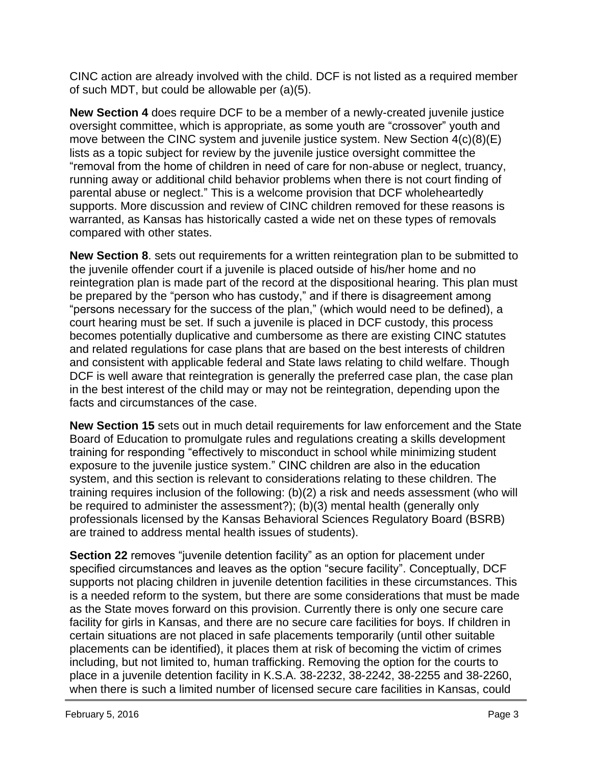CINC action are already involved with the child. DCF is not listed as a required member of such MDT, but could be allowable per (a)(5).

**New Section 4** does require DCF to be a member of a newly-created juvenile justice oversight committee, which is appropriate, as some youth are "crossover" youth and move between the CINC system and juvenile justice system. New Section 4(c)(8)(E) lists as a topic subject for review by the juvenile justice oversight committee the "removal from the home of children in need of care for non-abuse or neglect, truancy, running away or additional child behavior problems when there is not court finding of parental abuse or neglect." This is a welcome provision that DCF wholeheartedly supports. More discussion and review of CINC children removed for these reasons is warranted, as Kansas has historically casted a wide net on these types of removals compared with other states.

**New Section 8**. sets out requirements for a written reintegration plan to be submitted to the juvenile offender court if a juvenile is placed outside of his/her home and no reintegration plan is made part of the record at the dispositional hearing. This plan must be prepared by the "person who has custody," and if there is disagreement among "persons necessary for the success of the plan," (which would need to be defined), a court hearing must be set. If such a juvenile is placed in DCF custody, this process becomes potentially duplicative and cumbersome as there are existing CINC statutes and related regulations for case plans that are based on the best interests of children and consistent with applicable federal and State laws relating to child welfare. Though DCF is well aware that reintegration is generally the preferred case plan, the case plan in the best interest of the child may or may not be reintegration, depending upon the facts and circumstances of the case.

**New Section 15** sets out in much detail requirements for law enforcement and the State Board of Education to promulgate rules and regulations creating a skills development training for responding "effectively to misconduct in school while minimizing student exposure to the juvenile justice system." CINC children are also in the education system, and this section is relevant to considerations relating to these children. The training requires inclusion of the following: (b)(2) a risk and needs assessment (who will be required to administer the assessment?); (b)(3) mental health (generally only professionals licensed by the Kansas Behavioral Sciences Regulatory Board (BSRB) are trained to address mental health issues of students).

**Section 22** removes "juvenile detention facility" as an option for placement under specified circumstances and leaves as the option "secure facility". Conceptually, DCF supports not placing children in juvenile detention facilities in these circumstances. This is a needed reform to the system, but there are some considerations that must be made as the State moves forward on this provision. Currently there is only one secure care facility for girls in Kansas, and there are no secure care facilities for boys. If children in certain situations are not placed in safe placements temporarily (until other suitable placements can be identified), it places them at risk of becoming the victim of crimes including, but not limited to, human trafficking. Removing the option for the courts to place in a juvenile detention facility in K.S.A. 38-2232, 38-2242, 38-2255 and 38-2260, when there is such a limited number of licensed secure care facilities in Kansas, could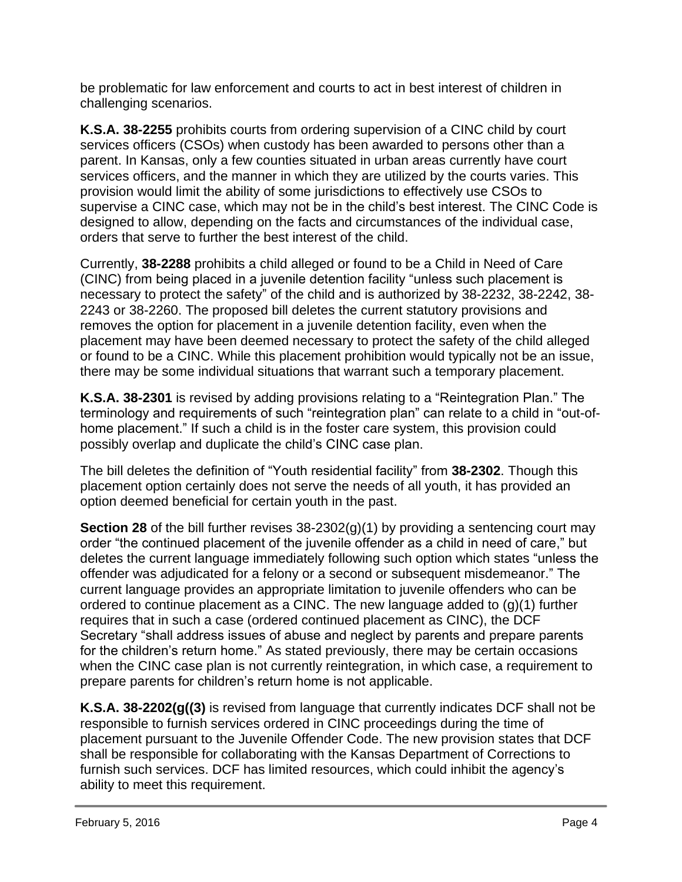be problematic for law enforcement and courts to act in best interest of children in challenging scenarios.

**K.S.A. 38-2255** prohibits courts from ordering supervision of a CINC child by court services officers (CSOs) when custody has been awarded to persons other than a parent. In Kansas, only a few counties situated in urban areas currently have court services officers, and the manner in which they are utilized by the courts varies. This provision would limit the ability of some jurisdictions to effectively use CSOs to supervise a CINC case, which may not be in the child's best interest. The CINC Code is designed to allow, depending on the facts and circumstances of the individual case, orders that serve to further the best interest of the child.

Currently, **38-2288** prohibits a child alleged or found to be a Child in Need of Care (CINC) from being placed in a juvenile detention facility "unless such placement is necessary to protect the safety" of the child and is authorized by 38-2232, 38-2242, 38-2243 or 38-2260. The proposed bill deletes the current statutory provisions and removes the option for placement in a juvenile detention facility, even when the placement may have been deemed necessary to protect the safety of the child alleged or found to be a CINC. While this placement prohibition would typically not be an issue, there may be some individual situations that warrant such a temporary placement.

**K.S.A. 38-2301** is revised by adding provisions relating to a "Reintegration Plan." The terminology and requirements of such "reintegration plan" can relate to a child in "out-of-home placement." If such a child is in the foster care system, this provision could possibly overlap and duplicate the child's CINC case plan.

The bill deletes the definition of "Youth residential facility" from **38-2302**. Though this placement option certainly does not serve the needs of all youth, it has provided an option deemed beneficial for certain youth in the past.

**Section 28** of the bill further revises 38-2302(g)(1) by providing a sentencing court may order "the continued placement of the juvenile offender as a child in need of care," but deletes the current language immediately following such option which states "unless the offender was adjudicated for a felony or a second or subsequent misdemeanor." The current language provides an appropriate limitation to juvenile offenders who can be ordered to continue placement as a CINC. The new language added to (g)(1) further requires that in such a case (ordered continued placement as CINC), the DCF Secretary "shall address issues of abuse and neglect by parents and prepare parents for the children's return home." As stated previously, there may be certain occasions when the CINC case plan is not currently reintegration, in which case, a requirement to prepare parents for children's return home is not applicable.

**K.S.A. 38-2202(g((3)** is revised from language that currently indicates DCF shall not be responsible to furnish services ordered in CINC proceedings during the time of placement pursuant to the Juvenile Offender Code. The new provision states that DCF shall be responsible for collaborating with the Kansas Department of Corrections to furnish such services. DCF has limited resources, which could inhibit the agency's ability to meet this requirement.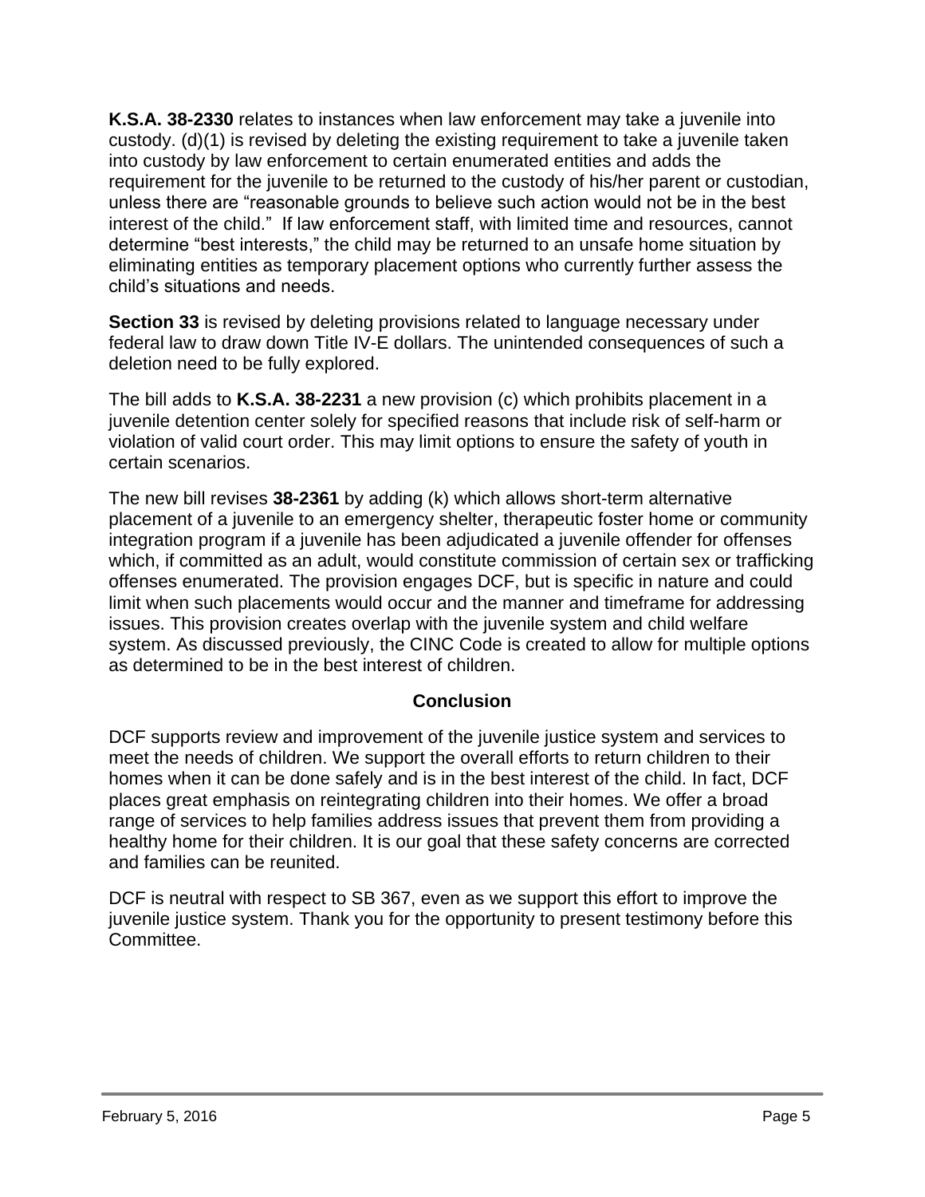**K.S.A. 38-2330** relates to instances when law enforcement may take a juvenile into custody. (d)(1) is revised by deleting the existing requirement to take a juvenile taken into custody by law enforcement to certain enumerated entities and adds the requirement for the juvenile to be returned to the custody of his/her parent or custodian, unless there are "reasonable grounds to believe such action would not be in the best interest of the child." If law enforcement staff, with limited time and resources, cannot determine "best interests," the child may be returned to an unsafe home situation by eliminating entities as temporary placement options who currently further assess the child's situations and needs.

**Section 33** is revised by deleting provisions related to language necessary under federal law to draw down Title IV-E dollars. The unintended consequences of such a deletion need to be fully explored.

The bill adds to **K.S.A. 38-2231** a new provision (c) which prohibits placement in a juvenile detention center solely for specified reasons that include risk of self-harm or violation of valid court order. This may limit options to ensure the safety of youth in certain scenarios.

The new bill revises **38-2361** by adding (k) which allows short-term alternative placement of a juvenile to an emergency shelter, therapeutic foster home or community integration program if a juvenile has been adjudicated a juvenile offender for offenses which, if committed as an adult, would constitute commission of certain sex or trafficking offenses enumerated. The provision engages DCF, but is specific in nature and could limit when such placements would occur and the manner and timeframe for addressing issues. This provision creates overlap with the juvenile system and child welfare system. As discussed previously, the CINC Code is created to allow for multiple options as determined to be in the best interest of children.

## Conclusion

DCF supports review and improvement of the juvenile justice system and services to meet the needs of children. We support the overall efforts to return children to their homes when it can be done safely and is in the best interest of the child. In fact, DCF places great emphasis on reintegrating children into their homes. We offer a broad range of services to help families address issues that prevent them from providing a healthy home for their children. It is our goal that these safety concerns are corrected and families can be reunited.

DCF is neutral with respect to SB 367, even as we support this effort to improve the juvenile justice system. Thank you for the opportunity to present testimony before this Committee.